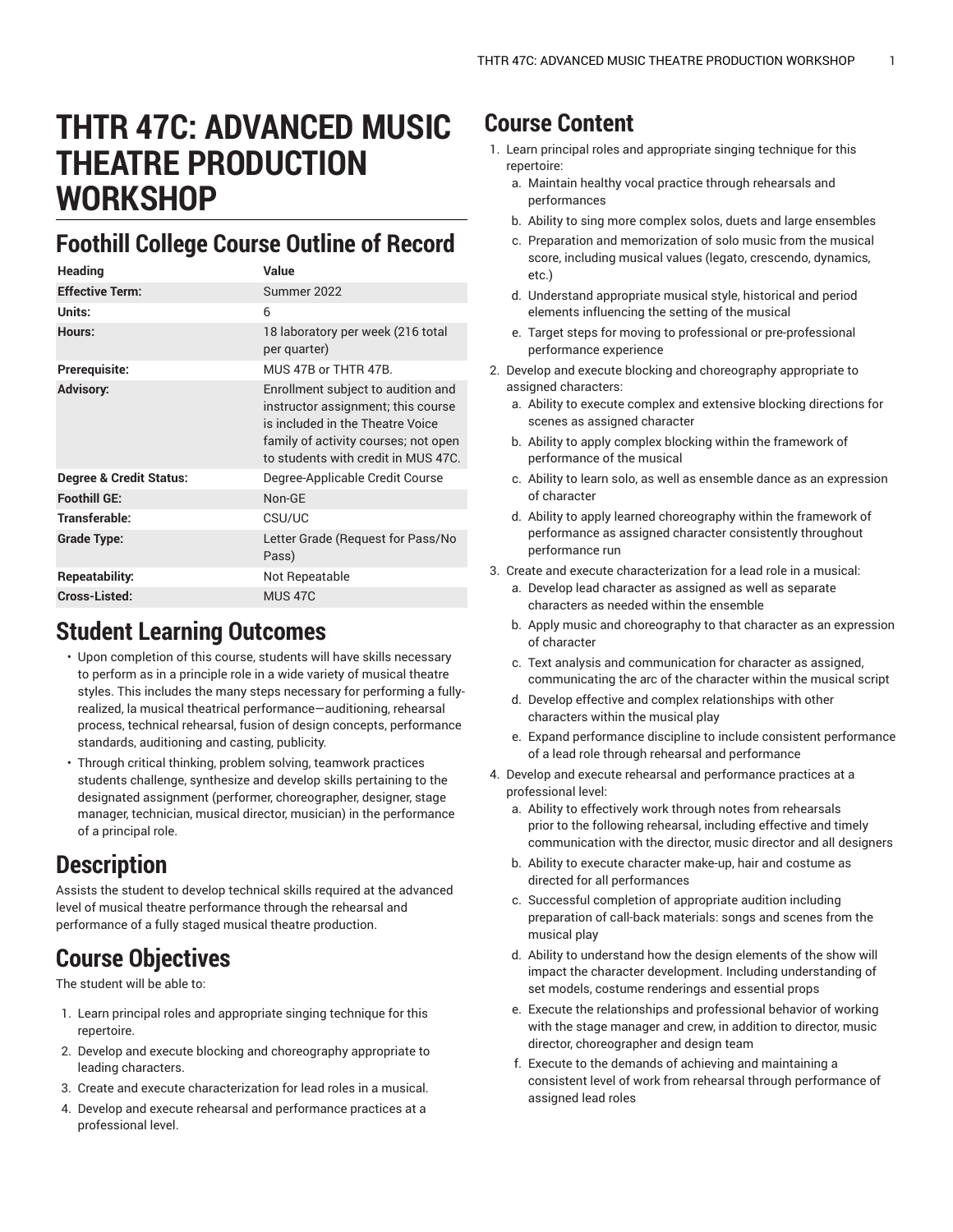# THTR 47C: ADVANCED MUSIC THEATRE PRODUCTION WORKSHOP

## Foothill College Course Outline of Record

| Heading | Value |
|---|---|
| **Effective Term:** | Summer 2022 |
| **Units:** | 6 |
| **Hours:** | 18 laboratory per week (216 total per quarter) |
| **Prerequisite:** | MUS 47B or THTR 47B. |
| **Advisory:** | Enrollment subject to audition and instructor assignment; this course is included in the Theatre Voice family of activity courses; not open to students with credit in MUS 47C. |
| **Degree & Credit Status:** | Degree-Applicable Credit Course |
| **Foothill GE:** | Non-GE |
| **Transferable:** | CSU/UC |
| **Grade Type:** | Letter Grade (Request for Pass/No Pass) |
| **Repeatability:** | Not Repeatable |
| **Cross-Listed:** | MUS 47C |

## Student Learning Outcomes

- Upon completion of this course, students will have skills necessary to perform as in a principle role in a wide variety of musical theatre styles. This includes the many steps necessary for performing a fully-realized, la musical theatrical performance—auditioning, rehearsal process, technical rehearsal, fusion of design concepts, performance standards, auditioning and casting, publicity.
- Through critical thinking, problem solving, teamwork practices students challenge, synthesize and develop skills pertaining to the designated assignment (performer, choreographer, designer, stage manager, technician, musical director, musician) in the performance of a principal role.

## Description

Assists the student to develop technical skills required at the advanced level of musical theatre performance through the rehearsal and performance of a fully staged musical theatre production.

## Course Objectives

The student will be able to:

1. Learn principal roles and appropriate singing technique for this repertoire.
2. Develop and execute blocking and choreography appropriate to leading characters.
3. Create and execute characterization for lead roles in a musical.
4. Develop and execute rehearsal and performance practices at a professional level.

## Course Content

1. Learn principal roles and appropriate singing technique for this repertoire:
   a. Maintain healthy vocal practice through rehearsals and performances
   b. Ability to sing more complex solos, duets and large ensembles
   c. Preparation and memorization of solo music from the musical score, including musical values (legato, crescendo, dynamics, etc.)
   d. Understand appropriate musical style, historical and period elements influencing the setting of the musical
   e. Target steps for moving to professional or pre-professional performance experience
2. Develop and execute blocking and choreography appropriate to assigned characters:
   a. Ability to execute complex and extensive blocking directions for scenes as assigned character
   b. Ability to apply complex blocking within the framework of performance of the musical
   c. Ability to learn solo, as well as ensemble dance as an expression of character
   d. Ability to apply learned choreography within the framework of performance as assigned character consistently throughout performance run
3. Create and execute characterization for a lead role in a musical:
   a. Develop lead character as assigned as well as separate characters as needed within the ensemble
   b. Apply music and choreography to that character as an expression of character
   c. Text analysis and communication for character as assigned, communicating the arc of the character within the musical script
   d. Develop effective and complex relationships with other characters within the musical play
   e. Expand performance discipline to include consistent performance of a lead role through rehearsal and performance
4. Develop and execute rehearsal and performance practices at a professional level:
   a. Ability to effectively work through notes from rehearsals prior to the following rehearsal, including effective and timely communication with the director, music director and all designers
   b. Ability to execute character make-up, hair and costume as directed for all performances
   c. Successful completion of appropriate audition including preparation of call-back materials: songs and scenes from the musical play
   d. Ability to understand how the design elements of the show will impact the character development. Including understanding of set models, costume renderings and essential props
   e. Execute the relationships and professional behavior of working with the stage manager and crew, in addition to director, music director, choreographer and design team
   f. Execute to the demands of achieving and maintaining a consistent level of work from rehearsal through performance of assigned lead roles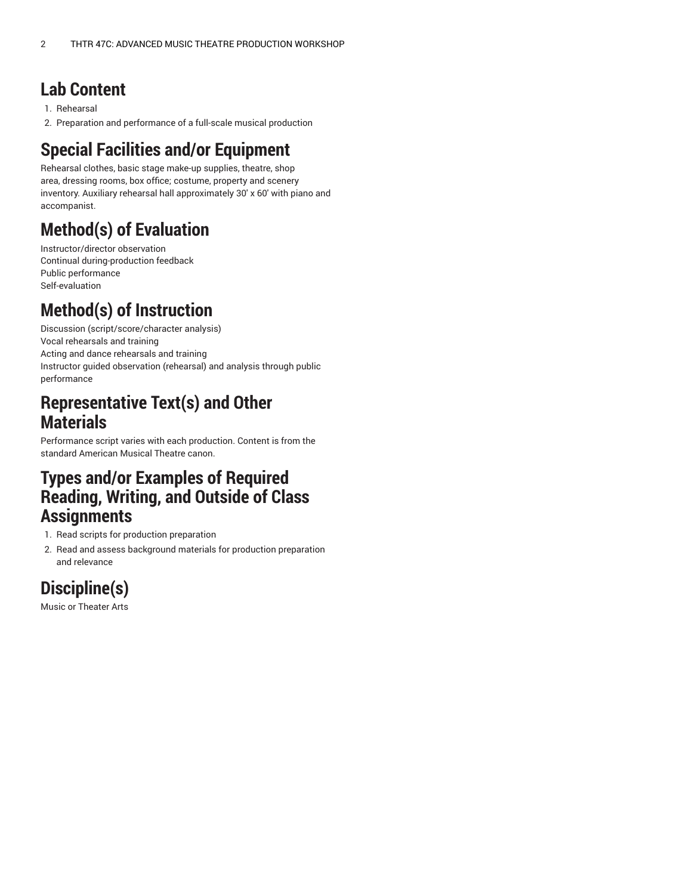## Lab Content

1. Rehearsal
2. Preparation and performance of a full-scale musical production

## Special Facilities and/or Equipment

Rehearsal clothes, basic stage make-up supplies, theatre, shop area, dressing rooms, box office; costume, property and scenery inventory. Auxiliary rehearsal hall approximately 30' x 60' with piano and accompanist.

## Method(s) of Evaluation

Instructor/director observation
Continual during-production feedback
Public performance
Self-evaluation

## Method(s) of Instruction

Discussion (script/score/character analysis)
Vocal rehearsals and training
Acting and dance rehearsals and training
Instructor guided observation (rehearsal) and analysis through public performance

## Representative Text(s) and Other Materials

Performance script varies with each production. Content is from the standard American Musical Theatre canon.

## Types and/or Examples of Required Reading, Writing, and Outside of Class Assignments

1. Read scripts for production preparation
2. Read and assess background materials for production preparation and relevance

## Discipline(s)

Music or Theater Arts